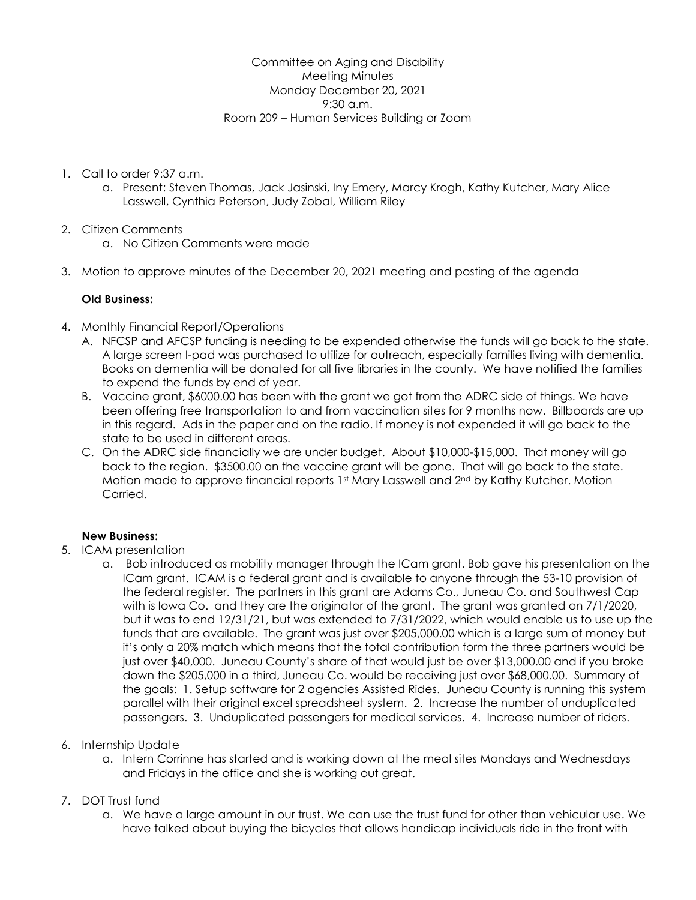Committee on Aging and Disability
Meeting Minutes
Monday December 20, 2021
9:30 a.m.
Room 209 – Human Services Building or Zoom

1. Call to order 9:37 a.m.
   a. Present: Steven Thomas, Jack Jasinski, Iny Emery, Marcy Krogh, Kathy Kutcher, Mary Alice Lasswell, Cynthia Peterson, Judy Zobal, William Riley

2. Citizen Comments
   a. No Citizen Comments were made

3. Motion to approve minutes of the December 20, 2021 meeting and posting of the agenda

**Old Business:**

4. Monthly Financial Report/Operations
   A. NFCSP and AFCSP funding is needing to be expended otherwise the funds will go back to the state. A large screen I-pad was purchased to utilize for outreach, especially families living with dementia. Books on dementia will be donated for all five libraries in the county. We have notified the families to expend the funds by end of year.
   B. Vaccine grant, $6000.00 has been with the grant we got from the ADRC side of things. We have been offering free transportation to and from vaccination sites for 9 months now. Billboards are up in this regard. Ads in the paper and on the radio. If money is not expended it will go back to the state to be used in different areas.
   C. On the ADRC side financially we are under budget. About $10,000-$15,000. That money will go back to the region. $3500.00 on the vaccine grant will be gone. That will go back to the state. Motion made to approve financial reports 1st Mary Lasswell and 2nd by Kathy Kutcher. Motion Carried.

**New Business:**

5. ICAM presentation
   a. Bob introduced as mobility manager through the ICam grant. Bob gave his presentation on the ICam grant. ICAM is a federal grant and is available to anyone through the 53-10 provision of the federal register. The partners in this grant are Adams Co., Juneau Co. and Southwest Cap with is Iowa Co. and they are the originator of the grant. The grant was granted on 7/1/2020, but it was to end 12/31/21, but was extended to 7/31/2022, which would enable us to use up the funds that are available. The grant was just over $205,000.00 which is a large sum of money but it's only a 20% match which means that the total contribution form the three partners would be just over $40,000. Juneau County's share of that would just be over $13,000.00 and if you broke down the $205,000 in a third, Juneau Co. would be receiving just over $68,000.00. Summary of the goals: 1. Setup software for 2 agencies Assisted Rides. Juneau County is running this system parallel with their original excel spreadsheet system. 2. Increase the number of unduplicated passengers. 3. Unduplicated passengers for medical services. 4. Increase number of riders.

6. Internship Update
   a. Intern Corrinne has started and is working down at the meal sites Mondays and Wednesdays and Fridays in the office and she is working out great.

7. DOT Trust fund
   a. We have a large amount in our trust. We can use the trust fund for other than vehicular use. We have talked about buying the bicycles that allows handicap individuals ride in the front with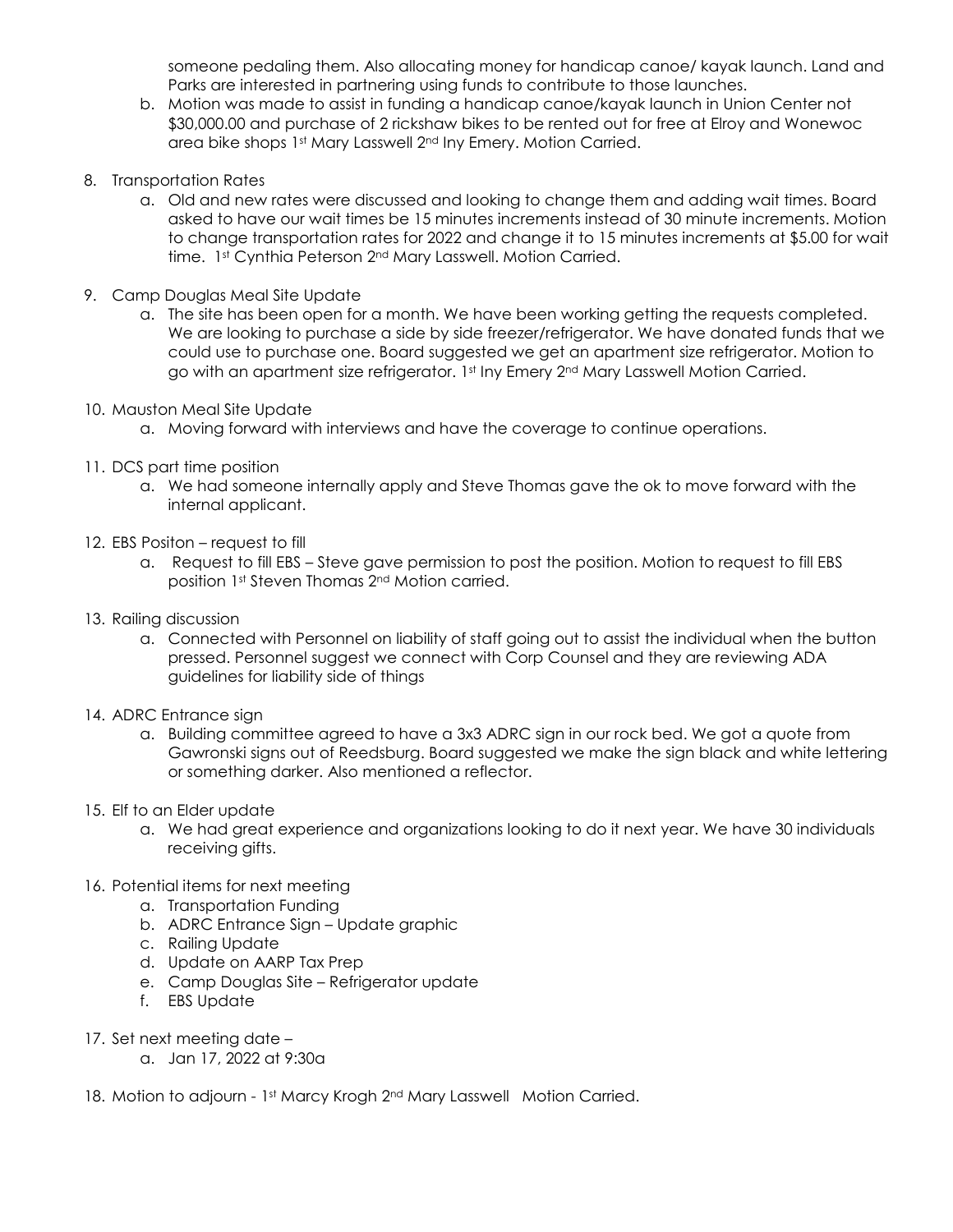someone pedaling them. Also allocating money for handicap canoe/ kayak launch. Land and Parks are interested in partnering using funds to contribute to those launches.

   b. Motion was made to assist in funding a handicap canoe/kayak launch in Union Center not $30,000.00 and purchase of 2 rickshaw bikes to be rented out for free at Elroy and Wonewoc area bike shops 1st Mary Lasswell 2nd Iny Emery. Motion Carried.

8. Transportation Rates
   a. Old and new rates were discussed and looking to change them and adding wait times. Board asked to have our wait times be 15 minutes increments instead of 30 minute increments. Motion to change transportation rates for 2022 and change it to 15 minutes increments at $5.00 for wait time. 1st Cynthia Peterson 2nd Mary Lasswell. Motion Carried.

9. Camp Douglas Meal Site Update
   a. The site has been open for a month. We have been working getting the requests completed. We are looking to purchase a side by side freezer/refrigerator. We have donated funds that we could use to purchase one. Board suggested we get an apartment size refrigerator. Motion to go with an apartment size refrigerator. 1st Iny Emery 2nd Mary Lasswell Motion Carried.

10. Mauston Meal Site Update
    a. Moving forward with interviews and have the coverage to continue operations.

11. DCS part time position
    a. We had someone internally apply and Steve Thomas gave the ok to move forward with the internal applicant.

12. EBS Positon – request to fill
    a. Request to fill EBS – Steve gave permission to post the position. Motion to request to fill EBS position 1st Steven Thomas 2nd Motion carried.

13. Railing discussion
    a. Connected with Personnel on liability of staff going out to assist the individual when the button pressed. Personnel suggest we connect with Corp Counsel and they are reviewing ADA guidelines for liability side of things

14. ADRC Entrance sign
    a. Building committee agreed to have a 3x3 ADRC sign in our rock bed. We got a quote from Gawronski signs out of Reedsburg. Board suggested we make the sign black and white lettering or something darker. Also mentioned a reflector.

15. Elf to an Elder update
    a. We had great experience and organizations looking to do it next year. We have 30 individuals receiving gifts.

16. Potential items for next meeting
    a. Transportation Funding
    b. ADRC Entrance Sign – Update graphic
    c. Railing Update
    d. Update on AARP Tax Prep
    e. Camp Douglas Site – Refrigerator update
    f. EBS Update

17. Set next meeting date –
    a. Jan 17, 2022 at 9:30a

18. Motion to adjourn - 1st Marcy Krogh 2nd Mary Lasswell Motion Carried.